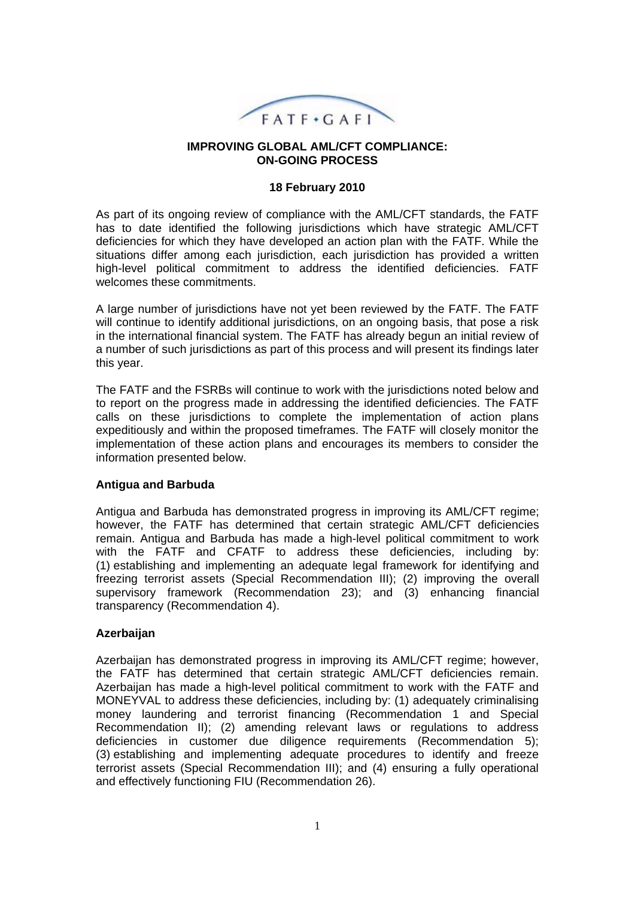FATF • GAFI

# IMPROVING GLOBAL AML/CFT COMPLIANCE: ON-GOING PROCESS

**18 February 2010**

As part of its ongoing review of compliance with the AML/CFT standards, the FATF has to date identified the following jurisdictions which have strategic AML/CFT deficiencies for which they have developed an action plan with the FATF. While the situations differ among each jurisdiction, each jurisdiction has provided a written high-level political commitment to address the identified deficiencies. FATF welcomes these commitments.

A large number of jurisdictions have not yet been reviewed by the FATF. The FATF will continue to identify additional jurisdictions, on an ongoing basis, that pose a risk in the international financial system. The FATF has already begun an initial review of a number of such jurisdictions as part of this process and will present its findings later this year.

The FATF and the FSRBs will continue to work with the jurisdictions noted below and to report on the progress made in addressing the identified deficiencies. The FATF calls on these jurisdictions to complete the implementation of action plans expeditiously and within the proposed timeframes. The FATF will closely monitor the implementation of these action plans and encourages its members to consider the information presented below.

## Antigua and Barbuda

Antigua and Barbuda has demonstrated progress in improving its AML/CFT regime; however, the FATF has determined that certain strategic AML/CFT deficiencies remain. Antigua and Barbuda has made a high-level political commitment to work with the FATF and CFATF to address these deficiencies, including by: (1) establishing and implementing an adequate legal framework for identifying and freezing terrorist assets (Special Recommendation III); (2) improving the overall supervisory framework (Recommendation 23); and (3) enhancing financial transparency (Recommendation 4).

## Azerbaijan

Azerbaijan has demonstrated progress in improving its AML/CFT regime; however, the FATF has determined that certain strategic AML/CFT deficiencies remain. Azerbaijan has made a high-level political commitment to work with the FATF and MONEYVAL to address these deficiencies, including by: (1) adequately criminalising money laundering and terrorist financing (Recommendation 1 and Special Recommendation II); (2) amending relevant laws or regulations to address deficiencies in customer due diligence requirements (Recommendation 5); (3) establishing and implementing adequate procedures to identify and freeze terrorist assets (Special Recommendation III); and (4) ensuring a fully operational and effectively functioning FIU (Recommendation 26).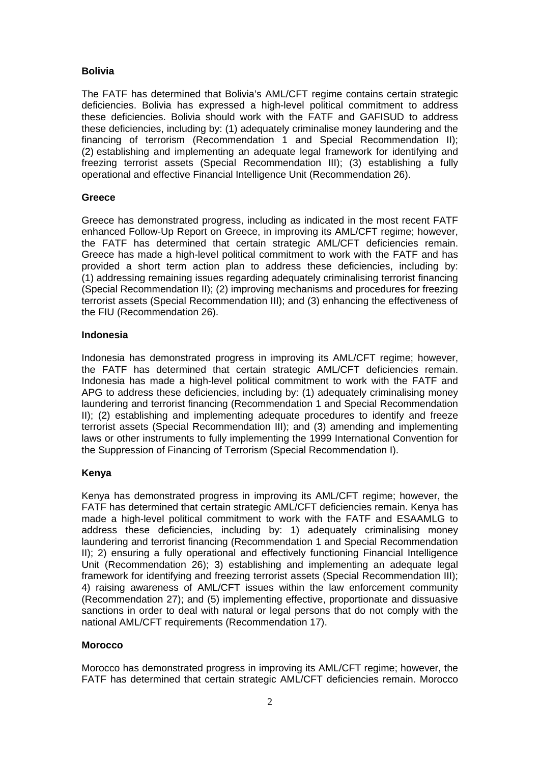**Bolivia**

The FATF has determined that Bolivia's AML/CFT regime contains certain strategic deficiencies. Bolivia has expressed a high-level political commitment to address these deficiencies. Bolivia should work with the FATF and GAFISUD to address these deficiencies, including by: (1) adequately criminalise money laundering and the financing of terrorism (Recommendation 1 and Special Recommendation II); (2) establishing and implementing an adequate legal framework for identifying and freezing terrorist assets (Special Recommendation III); (3) establishing a fully operational and effective Financial Intelligence Unit (Recommendation 26).

**Greece**

Greece has demonstrated progress, including as indicated in the most recent FATF enhanced Follow-Up Report on Greece, in improving its AML/CFT regime; however, the FATF has determined that certain strategic AML/CFT deficiencies remain. Greece has made a high-level political commitment to work with the FATF and has provided a short term action plan to address these deficiencies, including by: (1) addressing remaining issues regarding adequately criminalising terrorist financing (Special Recommendation II); (2) improving mechanisms and procedures for freezing terrorist assets (Special Recommendation III); and (3) enhancing the effectiveness of the FIU (Recommendation 26).

**Indonesia**

Indonesia has demonstrated progress in improving its AML/CFT regime; however, the FATF has determined that certain strategic AML/CFT deficiencies remain. Indonesia has made a high-level political commitment to work with the FATF and APG to address these deficiencies, including by: (1) adequately criminalising money laundering and terrorist financing (Recommendation 1 and Special Recommendation II); (2) establishing and implementing adequate procedures to identify and freeze terrorist assets (Special Recommendation III); and (3) amending and implementing laws or other instruments to fully implementing the 1999 International Convention for the Suppression of Financing of Terrorism (Special Recommendation I).

**Kenya**

Kenya has demonstrated progress in improving its AML/CFT regime; however, the FATF has determined that certain strategic AML/CFT deficiencies remain. Kenya has made a high-level political commitment to work with the FATF and ESAAMLG to address these deficiencies, including by: 1) adequately criminalising money laundering and terrorist financing (Recommendation 1 and Special Recommendation II); 2) ensuring a fully operational and effectively functioning Financial Intelligence Unit (Recommendation 26); 3) establishing and implementing an adequate legal framework for identifying and freezing terrorist assets (Special Recommendation III); 4) raising awareness of AML/CFT issues within the law enforcement community (Recommendation 27); and (5) implementing effective, proportionate and dissuasive sanctions in order to deal with natural or legal persons that do not comply with the national AML/CFT requirements (Recommendation 17).

**Morocco**

Morocco has demonstrated progress in improving its AML/CFT regime; however, the FATF has determined that certain strategic AML/CFT deficiencies remain. Morocco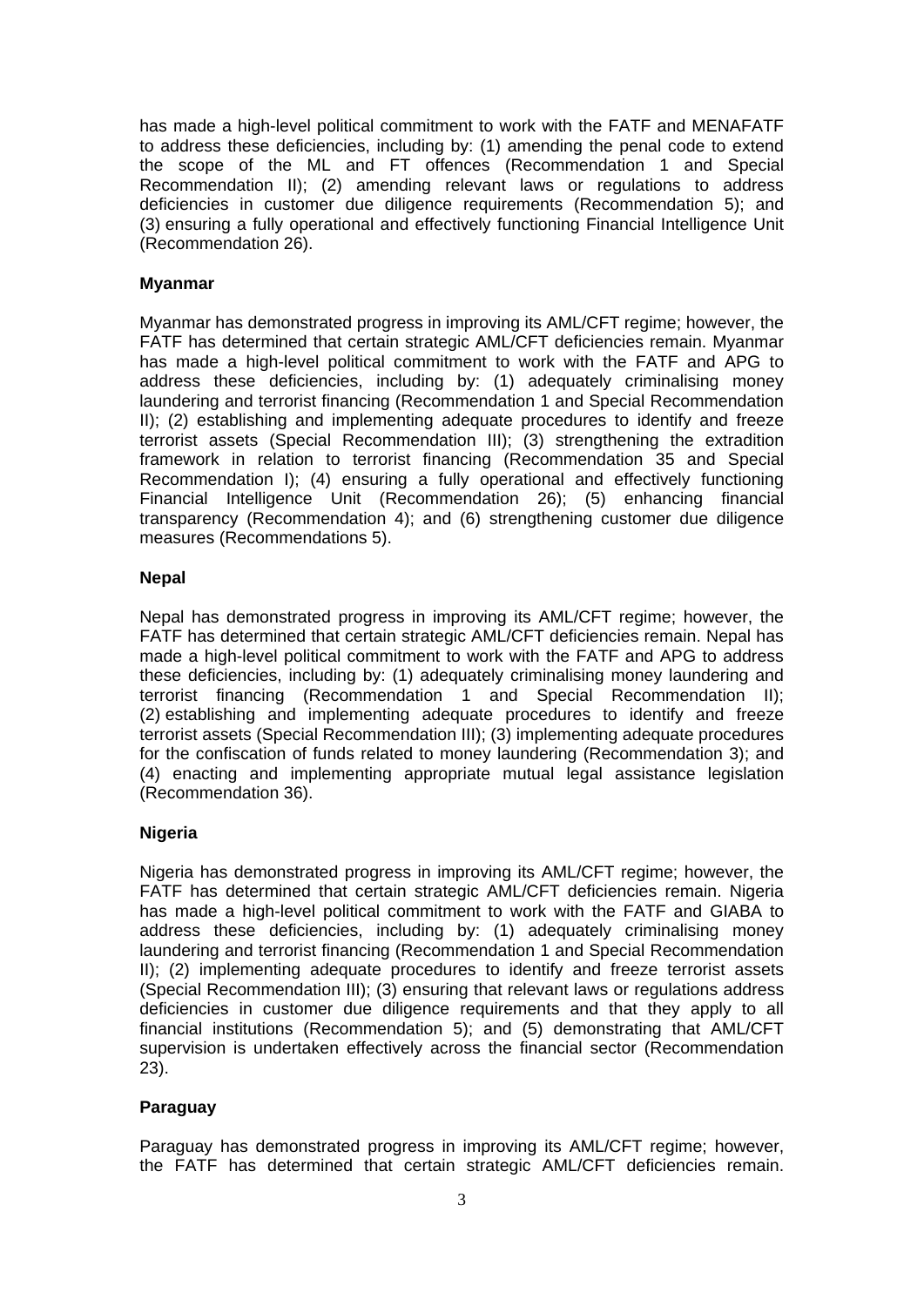has made a high-level political commitment to work with the FATF and MENAFATF to address these deficiencies, including by: (1) amending the penal code to extend the scope of the ML and FT offences (Recommendation 1 and Special Recommendation II); (2) amending relevant laws or regulations to address deficiencies in customer due diligence requirements (Recommendation 5); and (3) ensuring a fully operational and effectively functioning Financial Intelligence Unit (Recommendation 26).

**Myanmar**

Myanmar has demonstrated progress in improving its AML/CFT regime; however, the FATF has determined that certain strategic AML/CFT deficiencies remain. Myanmar has made a high-level political commitment to work with the FATF and APG to address these deficiencies, including by: (1) adequately criminalising money laundering and terrorist financing (Recommendation 1 and Special Recommendation II); (2) establishing and implementing adequate procedures to identify and freeze terrorist assets (Special Recommendation III); (3) strengthening the extradition framework in relation to terrorist financing (Recommendation 35 and Special Recommendation I); (4) ensuring a fully operational and effectively functioning Financial Intelligence Unit (Recommendation 26); (5) enhancing financial transparency (Recommendation 4); and (6) strengthening customer due diligence measures (Recommendations 5).

**Nepal**

Nepal has demonstrated progress in improving its AML/CFT regime; however, the FATF has determined that certain strategic AML/CFT deficiencies remain. Nepal has made a high-level political commitment to work with the FATF and APG to address these deficiencies, including by: (1) adequately criminalising money laundering and terrorist financing (Recommendation 1 and Special Recommendation II); (2) establishing and implementing adequate procedures to identify and freeze terrorist assets (Special Recommendation III); (3) implementing adequate procedures for the confiscation of funds related to money laundering (Recommendation 3); and (4) enacting and implementing appropriate mutual legal assistance legislation (Recommendation 36).

**Nigeria**

Nigeria has demonstrated progress in improving its AML/CFT regime; however, the FATF has determined that certain strategic AML/CFT deficiencies remain. Nigeria has made a high-level political commitment to work with the FATF and GIABA to address these deficiencies, including by: (1) adequately criminalising money laundering and terrorist financing (Recommendation 1 and Special Recommendation II); (2) implementing adequate procedures to identify and freeze terrorist assets (Special Recommendation III); (3) ensuring that relevant laws or regulations address deficiencies in customer due diligence requirements and that they apply to all financial institutions (Recommendation 5); and (5) demonstrating that AML/CFT supervision is undertaken effectively across the financial sector (Recommendation 23).

**Paraguay**

Paraguay has demonstrated progress in improving its AML/CFT regime; however, the FATF has determined that certain strategic AML/CFT deficiencies remain.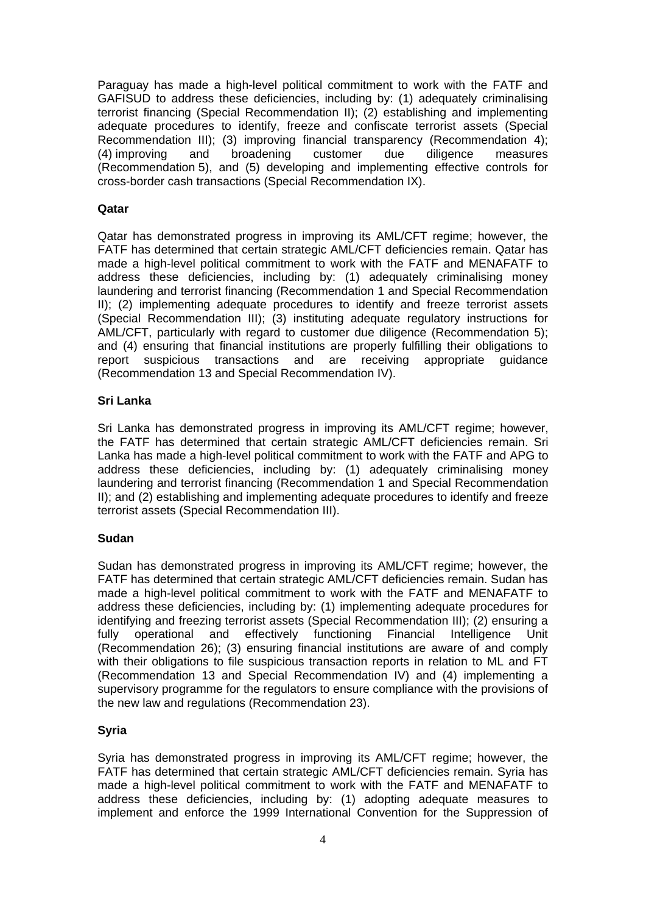Paraguay has made a high-level political commitment to work with the FATF and GAFISUD to address these deficiencies, including by: (1) adequately criminalising terrorist financing (Special Recommendation II); (2) establishing and implementing adequate procedures to identify, freeze and confiscate terrorist assets (Special Recommendation III); (3) improving financial transparency (Recommendation 4); (4) improving and broadening customer due diligence measures (Recommendation 5), and (5) developing and implementing effective controls for cross-border cash transactions (Special Recommendation IX).

**Qatar**

Qatar has demonstrated progress in improving its AML/CFT regime; however, the FATF has determined that certain strategic AML/CFT deficiencies remain. Qatar has made a high-level political commitment to work with the FATF and MENAFATF to address these deficiencies, including by: (1) adequately criminalising money laundering and terrorist financing (Recommendation 1 and Special Recommendation II); (2) implementing adequate procedures to identify and freeze terrorist assets (Special Recommendation III); (3) instituting adequate regulatory instructions for AML/CFT, particularly with regard to customer due diligence (Recommendation 5); and (4) ensuring that financial institutions are properly fulfilling their obligations to report suspicious transactions and are receiving appropriate guidance (Recommendation 13 and Special Recommendation IV).

**Sri Lanka**

Sri Lanka has demonstrated progress in improving its AML/CFT regime; however, the FATF has determined that certain strategic AML/CFT deficiencies remain. Sri Lanka has made a high-level political commitment to work with the FATF and APG to address these deficiencies, including by: (1) adequately criminalising money laundering and terrorist financing (Recommendation 1 and Special Recommendation II); and (2) establishing and implementing adequate procedures to identify and freeze terrorist assets (Special Recommendation III).

**Sudan**

Sudan has demonstrated progress in improving its AML/CFT regime; however, the FATF has determined that certain strategic AML/CFT deficiencies remain. Sudan has made a high-level political commitment to work with the FATF and MENAFATF to address these deficiencies, including by: (1) implementing adequate procedures for identifying and freezing terrorist assets (Special Recommendation III); (2) ensuring a fully operational and effectively functioning Financial Intelligence Unit (Recommendation 26); (3) ensuring financial institutions are aware of and comply with their obligations to file suspicious transaction reports in relation to ML and FT (Recommendation 13 and Special Recommendation IV) and (4) implementing a supervisory programme for the regulators to ensure compliance with the provisions of the new law and regulations (Recommendation 23).

**Syria**

Syria has demonstrated progress in improving its AML/CFT regime; however, the FATF has determined that certain strategic AML/CFT deficiencies remain. Syria has made a high-level political commitment to work with the FATF and MENAFATF to address these deficiencies, including by: (1) adopting adequate measures to implement and enforce the 1999 International Convention for the Suppression of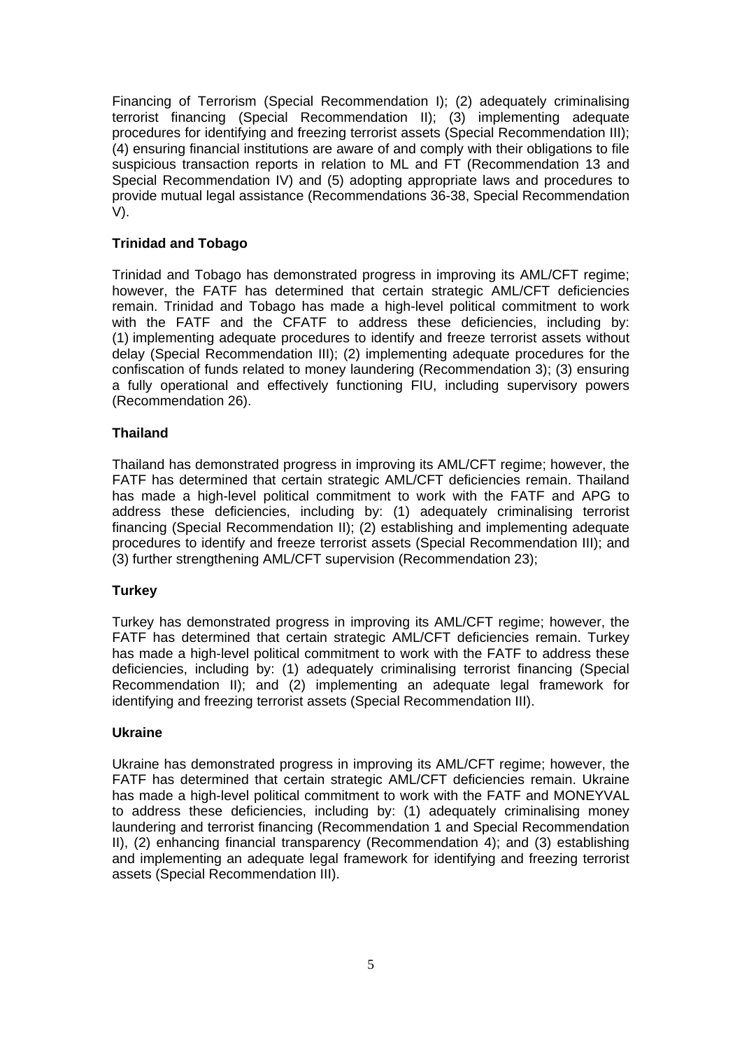Financing of Terrorism (Special Recommendation I); (2) adequately criminalising terrorist financing (Special Recommendation II); (3) implementing adequate procedures for identifying and freezing terrorist assets (Special Recommendation III); (4) ensuring financial institutions are aware of and comply with their obligations to file suspicious transaction reports in relation to ML and FT (Recommendation 13 and Special Recommendation IV) and (5) adopting appropriate laws and procedures to provide mutual legal assistance (Recommendations 36-38, Special Recommendation V).

**Trinidad and Tobago**

Trinidad and Tobago has demonstrated progress in improving its AML/CFT regime; however, the FATF has determined that certain strategic AML/CFT deficiencies remain. Trinidad and Tobago has made a high-level political commitment to work with the FATF and the CFATF to address these deficiencies, including by: (1) implementing adequate procedures to identify and freeze terrorist assets without delay (Special Recommendation III); (2) implementing adequate procedures for the confiscation of funds related to money laundering (Recommendation 3); (3) ensuring a fully operational and effectively functioning FIU, including supervisory powers (Recommendation 26).

**Thailand**

Thailand has demonstrated progress in improving its AML/CFT regime; however, the FATF has determined that certain strategic AML/CFT deficiencies remain. Thailand has made a high-level political commitment to work with the FATF and APG to address these deficiencies, including by: (1) adequately criminalising terrorist financing (Special Recommendation II); (2) establishing and implementing adequate procedures to identify and freeze terrorist assets (Special Recommendation III); and (3) further strengthening AML/CFT supervision (Recommendation 23);

**Turkey**

Turkey has demonstrated progress in improving its AML/CFT regime; however, the FATF has determined that certain strategic AML/CFT deficiencies remain. Turkey has made a high-level political commitment to work with the FATF to address these deficiencies, including by: (1) adequately criminalising terrorist financing (Special Recommendation II); and (2) implementing an adequate legal framework for identifying and freezing terrorist assets (Special Recommendation III).

**Ukraine**

Ukraine has demonstrated progress in improving its AML/CFT regime; however, the FATF has determined that certain strategic AML/CFT deficiencies remain. Ukraine has made a high-level political commitment to work with the FATF and MONEYVAL to address these deficiencies, including by: (1) adequately criminalising money laundering and terrorist financing (Recommendation 1 and Special Recommendation II), (2) enhancing financial transparency (Recommendation 4); and (3) establishing and implementing an adequate legal framework for identifying and freezing terrorist assets (Special Recommendation III).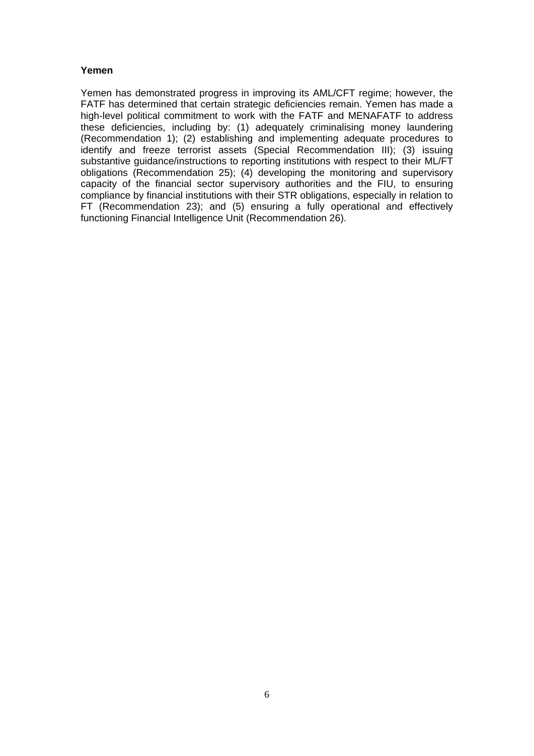**Yemen**

Yemen has demonstrated progress in improving its AML/CFT regime; however, the FATF has determined that certain strategic deficiencies remain. Yemen has made a high-level political commitment to work with the FATF and MENAFATF to address these deficiencies, including by: (1) adequately criminalising money laundering (Recommendation 1); (2) establishing and implementing adequate procedures to identify and freeze terrorist assets (Special Recommendation III); (3) issuing substantive guidance/instructions to reporting institutions with respect to their ML/FT obligations (Recommendation 25); (4) developing the monitoring and supervisory capacity of the financial sector supervisory authorities and the FIU, to ensuring compliance by financial institutions with their STR obligations, especially in relation to FT (Recommendation 23); and (5) ensuring a fully operational and effectively functioning Financial Intelligence Unit (Recommendation 26).